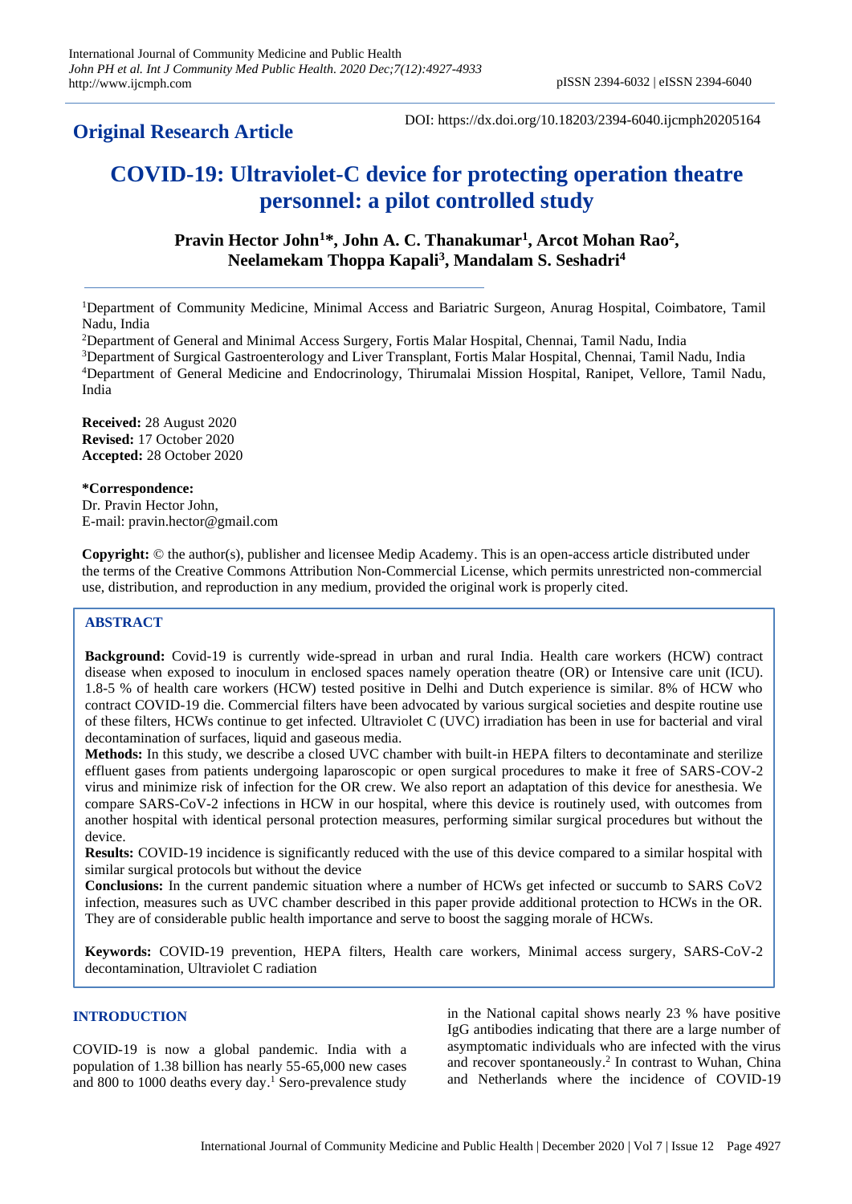**Original Research Article**

DOI: https://dx.doi.org/10.18203/2394-6040.ijcmph20205164

# COVID-19: Ultraviolet-C device for protecting operation theatre personnel: a pilot controlled study

**Pravin Hector John[1]\*, John A. C. Thanakumar[1], Arcot Mohan Rao[2], Neelamekam Thoppa Kapali[3], Mandalam S. Seshadri[4]**

[1]Department of Community Medicine, Minimal Access and Bariatric Surgeon, Anurag Hospital, Coimbatore, Tamil Nadu, India

[2]Department of General and Minimal Access Surgery, Fortis Malar Hospital, Chennai, Tamil Nadu, India

[3]Department of Surgical Gastroenterology and Liver Transplant, Fortis Malar Hospital, Chennai, Tamil Nadu, India

[4]Department of General Medicine and Endocrinology, Thirumalai Mission Hospital, Ranipet, Vellore, Tamil Nadu, India

**Received:** 28 August 2020
**Revised:** 17 October 2020
**Accepted:** 28 October 2020

**\*Correspondence:**
Dr. Pravin Hector John,
E-mail: pravin.hector@gmail.com

**Copyright:** © the author(s), publisher and licensee Medip Academy. This is an open-access article distributed under the terms of the Creative Commons Attribution Non-Commercial License, which permits unrestricted non-commercial use, distribution, and reproduction in any medium, provided the original work is properly cited.

## ABSTRACT

**Background:** Covid-19 is currently wide-spread in urban and rural India. Health care workers (HCW) contract disease when exposed to inoculum in enclosed spaces namely operation theatre (OR) or Intensive care unit (ICU). 1.8-5 % of health care workers (HCW) tested positive in Delhi and Dutch experience is similar. 8% of HCW who contract COVID-19 die. Commercial filters have been advocated by various surgical societies and despite routine use of these filters, HCWs continue to get infected. Ultraviolet C (UVC) irradiation has been in use for bacterial and viral decontamination of surfaces, liquid and gaseous media.

**Methods:** In this study, we describe a closed UVC chamber with built-in HEPA filters to decontaminate and sterilize effluent gases from patients undergoing laparoscopic or open surgical procedures to make it free of SARS-COV-2 virus and minimize risk of infection for the OR crew. We also report an adaptation of this device for anesthesia. We compare SARS-CoV-2 infections in HCW in our hospital, where this device is routinely used, with outcomes from another hospital with identical personal protection measures, performing similar surgical procedures but without the device.

**Results:** COVID-19 incidence is significantly reduced with the use of this device compared to a similar hospital with similar surgical protocols but without the device

**Conclusions:** In the current pandemic situation where a number of HCWs get infected or succumb to SARS CoV2 infection, measures such as UVC chamber described in this paper provide additional protection to HCWs in the OR. They are of considerable public health importance and serve to boost the sagging morale of HCWs.

**Keywords:** COVID-19 prevention, HEPA filters, Health care workers, Minimal access surgery, SARS-CoV-2 decontamination, Ultraviolet C radiation

## INTRODUCTION

COVID-19 is now a global pandemic. India with a population of 1.38 billion has nearly 55-65,000 new cases and 800 to 1000 deaths every day.[1] Sero-prevalence study in the National capital shows nearly 23 % have positive IgG antibodies indicating that there are a large number of asymptomatic individuals who are infected with the virus and recover spontaneously.[2] In contrast to Wuhan, China and Netherlands where the incidence of COVID-19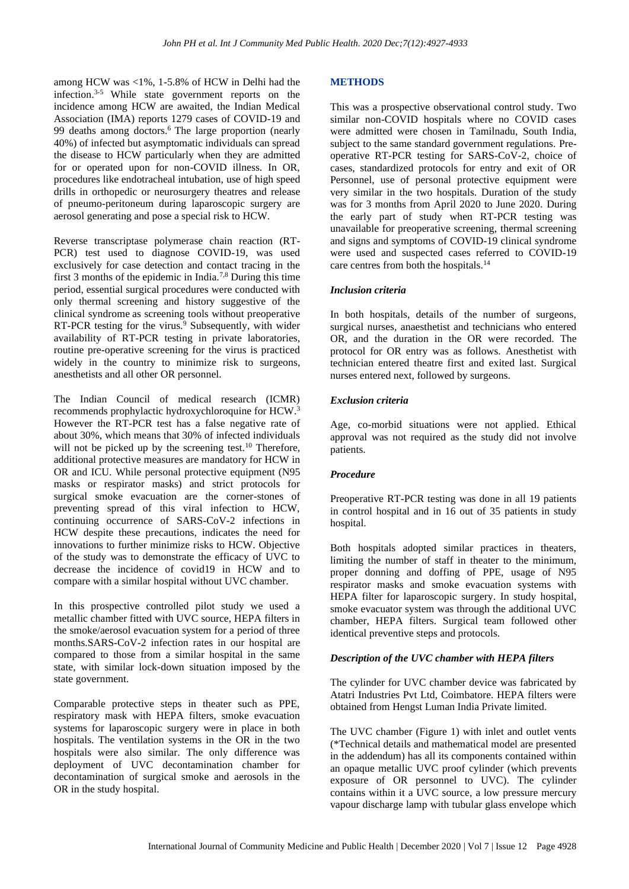among HCW was <1%, 1-5.8% of HCW in Delhi had the infection.[3-5] While state government reports on the incidence among HCW are awaited, the Indian Medical Association (IMA) reports 1279 cases of COVID-19 and 99 deaths among doctors.[6] The large proportion (nearly 40%) of infected but asymptomatic individuals can spread the disease to HCW particularly when they are admitted for or operated upon for non-COVID illness. In OR, procedures like endotracheal intubation, use of high speed drills in orthopedic or neurosurgery theatres and release of pneumo-peritoneum during laparoscopic surgery are aerosol generating and pose a special risk to HCW.

Reverse transcriptase polymerase chain reaction (RT-PCR) test used to diagnose COVID-19, was used exclusively for case detection and contact tracing in the first 3 months of the epidemic in India.[7,8] During this time period, essential surgical procedures were conducted with only thermal screening and history suggestive of the clinical syndrome as screening tools without preoperative RT-PCR testing for the virus.[9] Subsequently, with wider availability of RT-PCR testing in private laboratories, routine pre-operative screening for the virus is practiced widely in the country to minimize risk to surgeons, anesthetists and all other OR personnel.

The Indian Council of medical research (ICMR) recommends prophylactic hydroxychloroquine for HCW.[3] However the RT-PCR test has a false negative rate of about 30%, which means that 30% of infected individuals will not be picked up by the screening test.[10] Therefore, additional protective measures are mandatory for HCW in OR and ICU. While personal protective equipment (N95 masks or respirator masks) and strict protocols for surgical smoke evacuation are the corner-stones of preventing spread of this viral infection to HCW, continuing occurrence of SARS-CoV-2 infections in HCW despite these precautions, indicates the need for innovations to further minimize risks to HCW. Objective of the study was to demonstrate the efficacy of UVC to decrease the incidence of covid19 in HCW and to compare with a similar hospital without UVC chamber.

In this prospective controlled pilot study we used a metallic chamber fitted with UVC source, HEPA filters in the smoke/aerosol evacuation system for a period of three months.SARS-CoV-2 infection rates in our hospital are compared to those from a similar hospital in the same state, with similar lock-down situation imposed by the state government.

Comparable protective steps in theater such as PPE, respiratory mask with HEPA filters, smoke evacuation systems for laparoscopic surgery were in place in both hospitals. The ventilation systems in the OR in the two hospitals were also similar. The only difference was deployment of UVC decontamination chamber for decontamination of surgical smoke and aerosols in the OR in the study hospital.

## METHODS

This was a prospective observational control study. Two similar non-COVID hospitals where no COVID cases were admitted were chosen in Tamilnadu, South India, subject to the same standard government regulations. Pre-operative RT-PCR testing for SARS-CoV-2, choice of cases, standardized protocols for entry and exit of OR Personnel, use of personal protective equipment were very similar in the two hospitals. Duration of the study was for 3 months from April 2020 to June 2020. During the early part of study when RT-PCR testing was unavailable for preoperative screening, thermal screening and signs and symptoms of COVID-19 clinical syndrome were used and suspected cases referred to COVID-19 care centres from both the hospitals.[14]

### *Inclusion criteria*

In both hospitals, details of the number of surgeons, surgical nurses, anaesthetist and technicians who entered OR, and the duration in the OR were recorded. The protocol for OR entry was as follows. Anesthetist with technician entered theatre first and exited last. Surgical nurses entered next, followed by surgeons.

### *Exclusion criteria*

Age, co-morbid situations were not applied. Ethical approval was not required as the study did not involve patients.

### *Procedure*

Preoperative RT-PCR testing was done in all 19 patients in control hospital and in 16 out of 35 patients in study hospital.

Both hospitals adopted similar practices in theaters, limiting the number of staff in theater to the minimum, proper donning and doffing of PPE, usage of N95 respirator masks and smoke evacuation systems with HEPA filter for laparoscopic surgery. In study hospital, smoke evacuator system was through the additional UVC chamber, HEPA filters. Surgical team followed other identical preventive steps and protocols.

### *Description of the UVC chamber with HEPA filters*

The cylinder for UVC chamber device was fabricated by Atatri Industries Pvt Ltd, Coimbatore. HEPA filters were obtained from Hengst Luman India Private limited.

The UVC chamber (Figure 1) with inlet and outlet vents (*Technical details and mathematical model are presented in the addendum) has all its components contained within an opaque metallic UVC proof cylinder (which prevents exposure of OR personnel to UVC). The cylinder contains within it a UVC source, a low pressure mercury vapour discharge lamp with tubular glass envelope which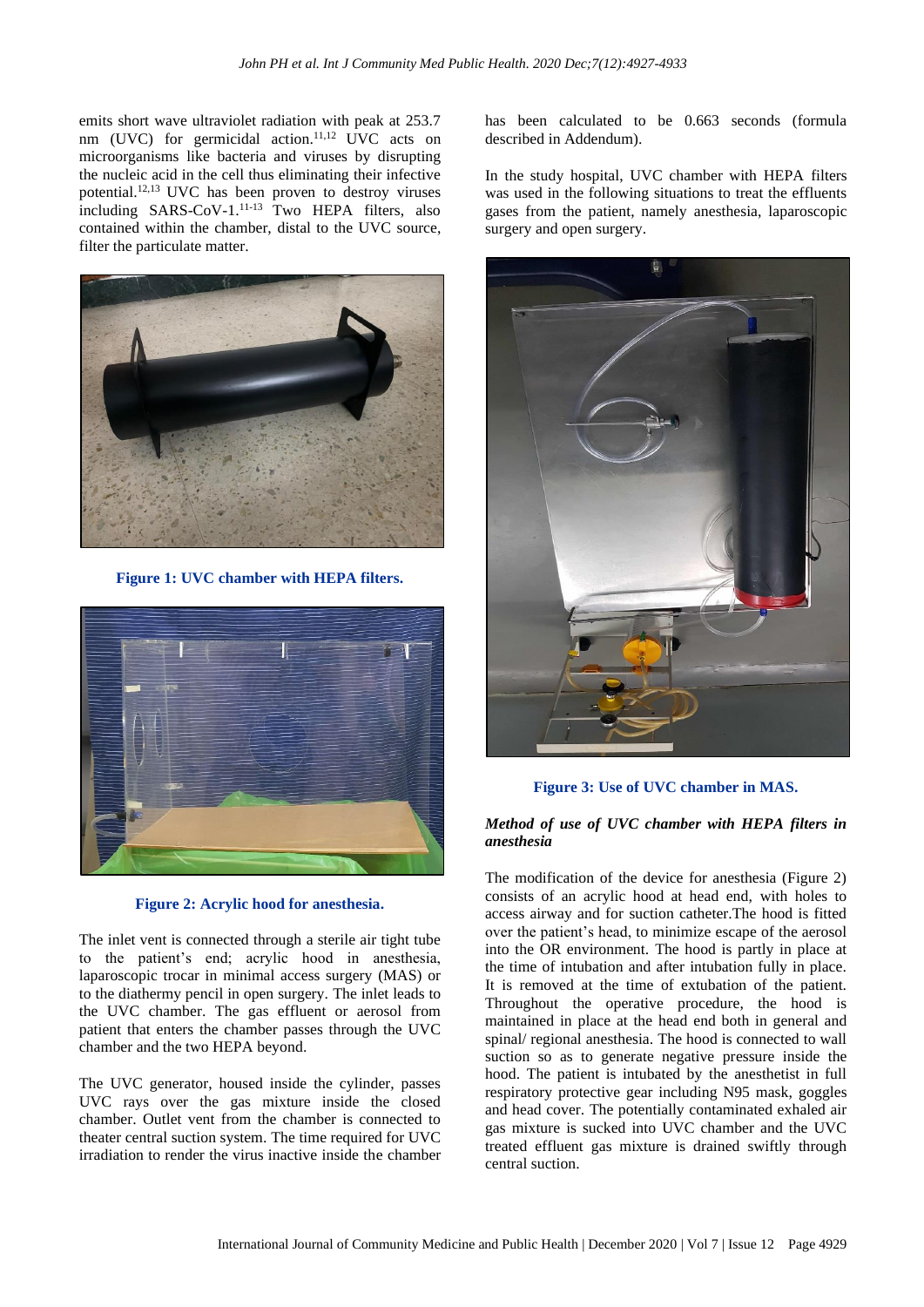emits short wave ultraviolet radiation with peak at 253.7 nm (UVC) for germicidal action.[11,12] UVC acts on microorganisms like bacteria and viruses by disrupting the nucleic acid in the cell thus eliminating their infective potential.[12,13] UVC has been proven to destroy viruses including SARS-CoV-1.[11-13] Two HEPA filters, also contained within the chamber, distal to the UVC source, filter the particulate matter.

**Figure 1: UVC chamber with HEPA filters.**

**Figure 2: Acrylic hood for anesthesia.**

The inlet vent is connected through a sterile air tight tube to the patient's end; acrylic hood in anesthesia, laparoscopic trocar in minimal access surgery (MAS) or to the diathermy pencil in open surgery. The inlet leads to the UVC chamber. The gas effluent or aerosol from patient that enters the chamber passes through the UVC chamber and the two HEPA beyond.

The UVC generator, housed inside the cylinder, passes UVC rays over the gas mixture inside the closed chamber. Outlet vent from the chamber is connected to theater central suction system. The time required for UVC irradiation to render the virus inactive inside the chamber has been calculated to be 0.663 seconds (formula described in Addendum).

In the study hospital, UVC chamber with HEPA filters was used in the following situations to treat the effluents gases from the patient, namely anesthesia, laparoscopic surgery and open surgery.

**Figure 3: Use of UVC chamber in MAS.**

***Method of use of UVC chamber with HEPA filters in anesthesia***

The modification of the device for anesthesia (Figure 2) consists of an acrylic hood at head end, with holes to access airway and for suction catheter.The hood is fitted over the patient's head, to minimize escape of the aerosol into the OR environment. The hood is partly in place at the time of intubation and after intubation fully in place. It is removed at the time of extubation of the patient. Throughout the operative procedure, the hood is maintained in place at the head end both in general and spinal/ regional anesthesia. The hood is connected to wall suction so as to generate negative pressure inside the hood. The patient is intubated by the anesthetist in full respiratory protective gear including N95 mask, goggles and head cover. The potentially contaminated exhaled air gas mixture is sucked into UVC chamber and the UVC treated effluent gas mixture is drained swiftly through central suction.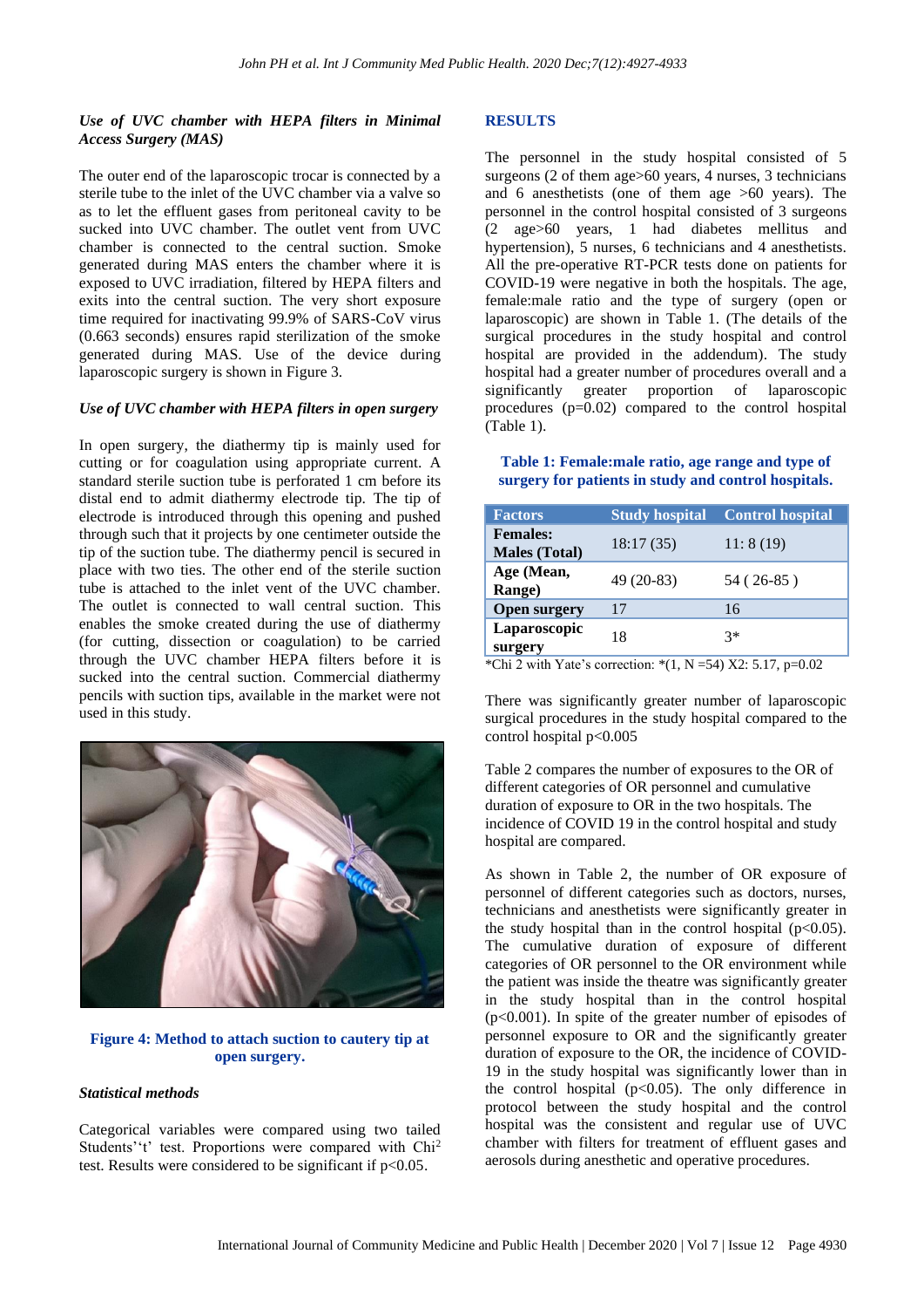### *Use of UVC chamber with HEPA filters in Minimal Access Surgery (MAS)*

The outer end of the laparoscopic trocar is connected by a sterile tube to the inlet of the UVC chamber via a valve so as to let the effluent gases from peritoneal cavity to be sucked into UVC chamber. The outlet vent from UVC chamber is connected to the central suction. Smoke generated during MAS enters the chamber where it is exposed to UVC irradiation, filtered by HEPA filters and exits into the central suction. The very short exposure time required for inactivating 99.9% of SARS-CoV virus (0.663 seconds) ensures rapid sterilization of the smoke generated during MAS. Use of the device during laparoscopic surgery is shown in Figure 3.

### *Use of UVC chamber with HEPA filters in open surgery*

In open surgery, the diathermy tip is mainly used for cutting or for coagulation using appropriate current. A standard sterile suction tube is perforated 1 cm before its distal end to admit diathermy electrode tip. The tip of electrode is introduced through this opening and pushed through such that it projects by one centimeter outside the tip of the suction tube. The diathermy pencil is secured in place with two ties. The other end of the sterile suction tube is attached to the inlet vent of the UVC chamber. The outlet is connected to wall central suction. This enables the smoke created during the use of diathermy (for cutting, dissection or coagulation) to be carried through the UVC chamber HEPA filters before it is sucked into the central suction. Commercial diathermy pencils with suction tips, available in the market were not used in this study.

**Figure 4: Method to attach suction to cautery tip at open surgery.**

### *Statistical methods*

Categorical variables were compared using two tailed Students''t' test. Proportions were compared with $Chi^2$ test. Results were considered to be significant if $p<0.05$.

## RESULTS

The personnel in the study hospital consisted of 5 surgeons (2 of them age>60 years, 4 nurses, 3 technicians and 6 anesthetists (one of them age >60 years). The personnel in the control hospital consisted of 3 surgeons (2 age>60 years, 1 had diabetes mellitus and hypertension), 5 nurses, 6 technicians and 4 anesthetists. All the pre-operative RT-PCR tests done on patients for COVID-19 were negative in both the hospitals. The age, female:male ratio and the type of surgery (open or laparoscopic) are shown in Table 1. (The details of the surgical procedures in the study hospital and control hospital are provided in the addendum). The study hospital had a greater number of procedures overall and a significantly greater proportion of laparoscopic procedures (p=0.02) compared to the control hospital (Table 1).

**Table 1: Female:male ratio, age range and type of surgery for patients in study and control hospitals.**

| Factors | Study hospital | Control hospital |
|---|---|---|
| **Females: Males (Total)** | 18:17 (35) | 11: 8 (19) |
| **Age (Mean, Range)** | 49 (20-83) | 54 ( 26-85 ) |
| **Open surgery** | 17 | 16 |
| **Laparoscopic surgery** | 18 | 3* |

*Chi 2 with Yate's correction: *(1, N =54) X2: 5.17, p=0.02

There was significantly greater number of laparoscopic surgical procedures in the study hospital compared to the control hospital $p<0.005$

Table 2 compares the number of exposures to the OR of different categories of OR personnel and cumulative duration of exposure to OR in the two hospitals. The incidence of COVID 19 in the control hospital and study hospital are compared.

As shown in Table 2, the number of OR exposure of personnel of different categories such as doctors, nurses, technicians and anesthetists were significantly greater in the study hospital than in the control hospital ($p<0.05$). The cumulative duration of exposure of different categories of OR personnel to the OR environment while the patient was inside the theatre was significantly greater in the study hospital than in the control hospital ($p<0.001$). In spite of the greater number of episodes of personnel exposure to OR and the significantly greater duration of exposure to the OR, the incidence of COVID-19 in the study hospital was significantly lower than in the control hospital ($p<0.05$). The only difference in protocol between the study hospital and the control hospital was the consistent and regular use of UVC chamber with filters for treatment of effluent gases and aerosols during anesthetic and operative procedures.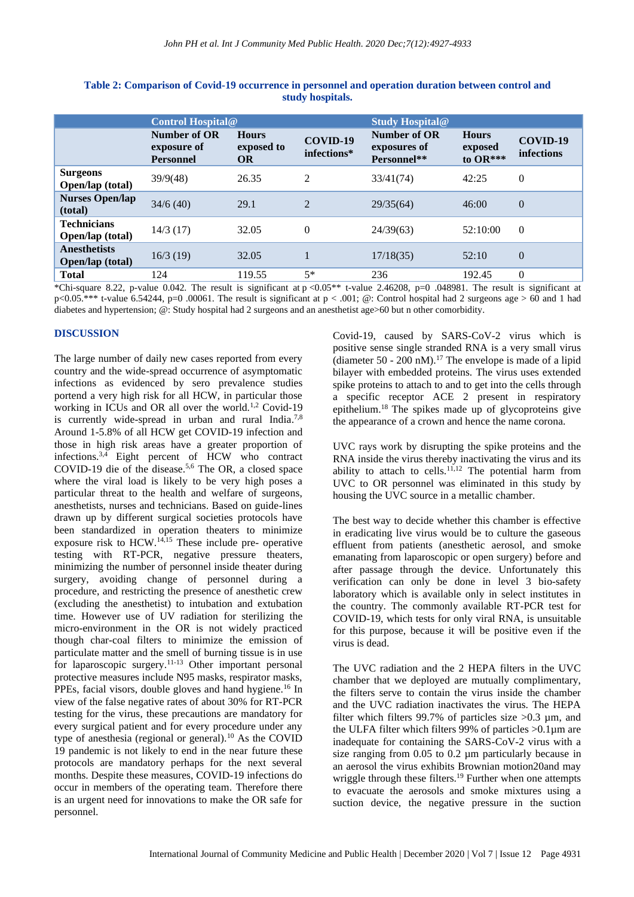**Table 2: Comparison of Covid-19 occurrence in personnel and operation duration between control and study hospitals.**

| | Control Hospital@ | | | Study Hospital@ | | |
|---|---|---|---|---|---|---|
| | Number of OR exposure of Personnel | Hours exposed to OR | COVID-19 infections* | Number of OR exposures of Personnel** | Hours exposed to OR*** | COVID-19 infections |
| **Surgeons Open/lap (total)** | 39/9(48) | 26.35 | 2 | 33/41(74) | 42:25 | 0 |
| **Nurses Open/lap (total)** | 34/6 (40) | 29.1 | 2 | 29/35(64) | 46:00 | 0 |
| **Technicians Open/lap (total)** | 14/3 (17) | 32.05 | 0 | 24/39(63) | 52:10:00 | 0 |
| **Anesthetists Open/lap (total)** | 16/3 (19) | 32.05 | 1 | 17/18(35) | 52:10 | 0 |
| **Total** | 124 | 119.55 | 5* | 236 | 192.45 | 0 |

*Chi-square 8.22, p-value 0.042. The result is significant at $p < 0.05$** t-value 2.46208, p=0 .048981. The result is significant at $p < 0.05$.*** t-value 6.54244, p=0 .00061. The result is significant at $p < .001$; @: Control hospital had 2 surgeons age > 60 and 1 had diabetes and hypertension; @: Study hospital had 2 surgeons and an anesthetist age>60 but n other comorbidity.

## DISCUSSION

The large number of daily new cases reported from every country and the wide-spread occurrence of asymptomatic infections as evidenced by sero prevalence studies portend a very high risk for all HCW, in particular those working in ICUs and OR all over the world.[1,2] Covid-19 is currently wide-spread in urban and rural India.[7,8] Around 1-5.8% of all HCW get COVID-19 infection and those in high risk areas have a greater proportion of infections.[3,4] Eight percent of HCW who contract COVID-19 die of the disease.[5,6] The OR, a closed space where the viral load is likely to be very high poses a particular threat to the health and welfare of surgeons, anesthetists, nurses and technicians. Based on guide-lines drawn up by different surgical societies protocols have been standardized in operation theaters to minimize exposure risk to HCW.[14,15] These include pre- operative testing with RT-PCR, negative pressure theaters, minimizing the number of personnel inside theater during surgery, avoiding change of personnel during a procedure, and restricting the presence of anesthetic crew (excluding the anesthetist) to intubation and extubation time. However use of UV radiation for sterilizing the micro-environment in the OR is not widely practiced though char-coal filters to minimize the emission of particulate matter and the smell of burning tissue is in use for laparoscopic surgery.[11-13] Other important personal protective measures include N95 masks, respirator masks, PPEs, facial visors, double gloves and hand hygiene.[16] In view of the false negative rates of about 30% for RT-PCR testing for the virus, these precautions are mandatory for every surgical patient and for every procedure under any type of anesthesia (regional or general).[10] As the COVID 19 pandemic is not likely to end in the near future these protocols are mandatory perhaps for the next several months. Despite these measures, COVID-19 infections do occur in members of the operating team. Therefore there is an urgent need for innovations to make the OR safe for personnel.

Covid-19, caused by SARS-CoV-2 virus which is positive sense single stranded RNA is a very small virus (diameter 50 - 200 nM).[17] The envelope is made of a lipid bilayer with embedded proteins. The virus uses extended spike proteins to attach to and to get into the cells through a specific receptor ACE 2 present in respiratory epithelium.[18] The spikes made up of glycoproteins give the appearance of a crown and hence the name corona.

UVC rays work by disrupting the spike proteins and the RNA inside the virus thereby inactivating the virus and its ability to attach to cells.[11,12] The potential harm from UVC to OR personnel was eliminated in this study by housing the UVC source in a metallic chamber.

The best way to decide whether this chamber is effective in eradicating live virus would be to culture the gaseous effluent from patients (anesthetic aerosol, and smoke emanating from laparoscopic or open surgery) before and after passage through the device. Unfortunately this verification can only be done in level 3 bio-safety laboratory which is available only in select institutes in the country. The commonly available RT-PCR test for COVID-19, which tests for only viral RNA, is unsuitable for this purpose, because it will be positive even if the virus is dead.

The UVC radiation and the 2 HEPA filters in the UVC chamber that we deployed are mutually complimentary, the filters serve to contain the virus inside the chamber and the UVC radiation inactivates the virus. The HEPA filter which filters 99.7% of particles size >0.3 µm, and the ULFA filter which filters 99% of particles >0.1µm are inadequate for containing the SARS-CoV-2 virus with a size ranging from 0.05 to 0.2 µm particularly because in an aerosol the virus exhibits Brownian motion20and may wriggle through these filters.[19] Further when one attempts to evacuate the aerosols and smoke mixtures using a suction device, the negative pressure in the suction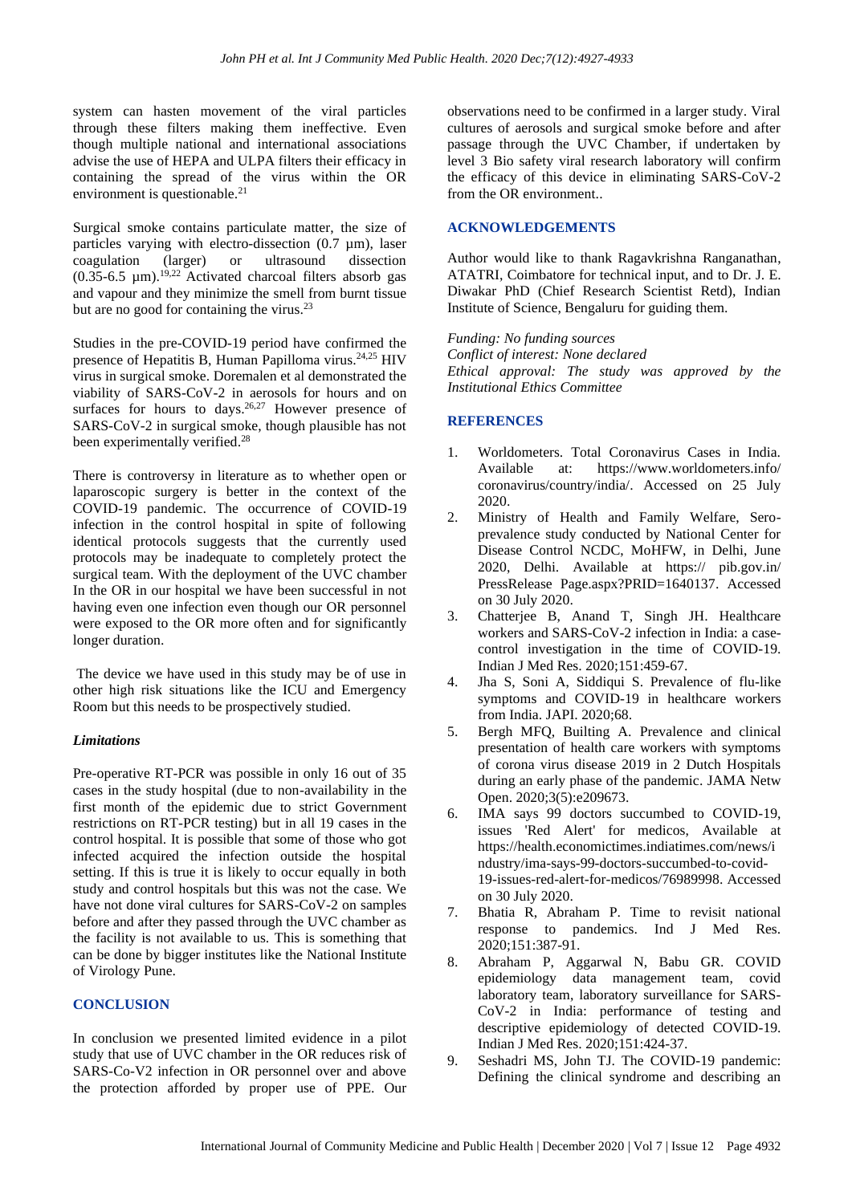system can hasten movement of the viral particles through these filters making them ineffective. Even though multiple national and international associations advise the use of HEPA and ULPA filters their efficacy in containing the spread of the virus within the OR environment is questionable.[21]

Surgical smoke contains particulate matter, the size of particles varying with electro-dissection (0.7 µm), laser coagulation (larger) or ultrasound dissection (0.35-6.5 µm).[19,22] Activated charcoal filters absorb gas and vapour and they minimize the smell from burnt tissue but are no good for containing the virus.[23]

Studies in the pre-COVID-19 period have confirmed the presence of Hepatitis B, Human Papilloma virus.[24,25] HIV virus in surgical smoke. Doremalen et al demonstrated the viability of SARS-CoV-2 in aerosols for hours and on surfaces for hours to days.[26,27] However presence of SARS-CoV-2 in surgical smoke, though plausible has not been experimentally verified.[28]

There is controversy in literature as to whether open or laparoscopic surgery is better in the context of the COVID-19 pandemic. The occurrence of COVID-19 infection in the control hospital in spite of following identical protocols suggests that the currently used protocols may be inadequate to completely protect the surgical team. With the deployment of the UVC chamber In the OR in our hospital we have been successful in not having even one infection even though our OR personnel were exposed to the OR more often and for significantly longer duration.

The device we have used in this study may be of use in other high risk situations like the ICU and Emergency Room but this needs to be prospectively studied.

### *Limitations*

Pre-operative RT-PCR was possible in only 16 out of 35 cases in the study hospital (due to non-availability in the first month of the epidemic due to strict Government restrictions on RT-PCR testing) but in all 19 cases in the control hospital. It is possible that some of those who got infected acquired the infection outside the hospital setting. If this is true it is likely to occur equally in both study and control hospitals but this was not the case. We have not done viral cultures for SARS-CoV-2 on samples before and after they passed through the UVC chamber as the facility is not available to us. This is something that can be done by bigger institutes like the National Institute of Virology Pune.

## CONCLUSION

In conclusion we presented limited evidence in a pilot study that use of UVC chamber in the OR reduces risk of SARS-Co-V2 infection in OR personnel over and above the protection afforded by proper use of PPE. Our observations need to be confirmed in a larger study. Viral cultures of aerosols and surgical smoke before and after passage through the UVC Chamber, if undertaken by level 3 Bio safety viral research laboratory will confirm the efficacy of this device in eliminating SARS-CoV-2 from the OR environment..

## ACKNOWLEDGEMENTS

Author would like to thank Ragavkrishna Ranganathan, ATATRI, Coimbatore for technical input, and to Dr. J. E. Diwakar PhD (Chief Research Scientist Retd), Indian Institute of Science, Bengaluru for guiding them.

*Funding: No funding sources*
*Conflict of interest: None declared*
*Ethical approval: The study was approved by the Institutional Ethics Committee*

## REFERENCES

1. Worldometers. Total Coronavirus Cases in India. Available at: https://www.worldometers.info/ coronavirus/country/india/. Accessed on 25 July 2020.
2. Ministry of Health and Family Welfare, Sero-prevalence study conducted by National Center for Disease Control NCDC, MoHFW, in Delhi, June 2020, Delhi. Available at https:// pib.gov.in/ PressRelease Page.aspx?PRID=1640137. Accessed on 30 July 2020.
3. Chatterjee B, Anand T, Singh JH. Healthcare workers and SARS-CoV-2 infection in India: a case-control investigation in the time of COVID-19. Indian J Med Res. 2020;151:459-67.
4. Jha S, Soni A, Siddiqui S. Prevalence of flu-like symptoms and COVID-19 in healthcare workers from India. JAPI. 2020;68.
5. Bergh MFQ, Builting A. Prevalence and clinical presentation of health care workers with symptoms of corona virus disease 2019 in 2 Dutch Hospitals during an early phase of the pandemic. JAMA Netw Open. 2020;3(5):e209673.
6. IMA says 99 doctors succumbed to COVID-19, issues 'Red Alert' for medicos, Available at https://health.economictimes.indiatimes.com/news/industry/ima-says-99-doctors-succumbed-to-covid-19-issues-red-alert-for-medicos/76989998. Accessed on 30 July 2020.
7. Bhatia R, Abraham P. Time to revisit national response to pandemics. Ind J Med Res. 2020;151:387-91.
8. Abraham P, Aggarwal N, Babu GR. COVID epidemiology data management team, covid laboratory team, laboratory surveillance for SARS-CoV-2 in India: performance of testing and descriptive epidemiology of detected COVID-19. Indian J Med Res. 2020;151:424-37.
9. Seshadri MS, John TJ. The COVID-19 pandemic: Defining the clinical syndrome and describing an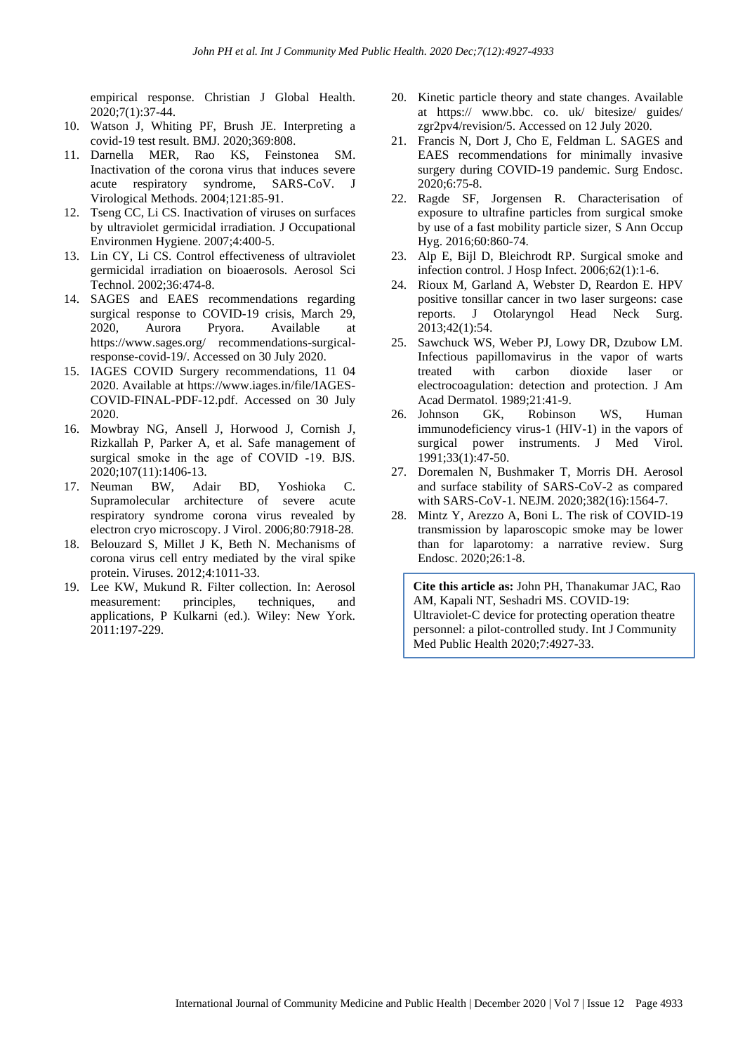empirical response. Christian J Global Health. 2020;7(1):37-44.

10. Watson J, Whiting PF, Brush JE. Interpreting a covid-19 test result. BMJ. 2020;369:808.
11. Darnella MER, Rao KS, Feinstonea SM. Inactivation of the corona virus that induces severe acute respiratory syndrome, SARS-CoV. J Virological Methods. 2004;121:85-91.
12. Tseng CC, Li CS. Inactivation of viruses on surfaces by ultraviolet germicidal irradiation. J Occupational Environmen Hygiene. 2007;4:400-5.
13. Lin CY, Li CS. Control effectiveness of ultraviolet germicidal irradiation on bioaerosols. Aerosol Sci Technol. 2002;36:474-8.
14. SAGES and EAES recommendations regarding surgical response to COVID-19 crisis, March 29, 2020, Aurora Pryora. Available at https://www.sages.org/ recommendations-surgical-response-covid-19/. Accessed on 30 July 2020.
15. IAGES COVID Surgery recommendations, 11 04 2020. Available at https://www.iages.in/file/IAGES-COVID-FINAL-PDF-12.pdf. Accessed on 30 July 2020.
16. Mowbray NG, Ansell J, Horwood J, Cornish J, Rizkallah P, Parker A, et al. Safe management of surgical smoke in the age of COVID -19. BJS. 2020;107(11):1406-13.
17. Neuman BW, Adair BD, Yoshioka C. Supramolecular architecture of severe acute respiratory syndrome corona virus revealed by electron cryo microscopy. J Virol. 2006;80:7918-28.
18. Belouzard S, Millet J K, Beth N. Mechanisms of corona virus cell entry mediated by the viral spike protein. Viruses. 2012;4:1011-33.
19. Lee KW, Mukund R. Filter collection. In: Aerosol measurement: principles, techniques, and applications, P Kulkarni (ed.). Wiley: New York. 2011:197-229.
20. Kinetic particle theory and state changes. Available at https:// www.bbc. co. uk/ bitesize/ guides/ zgr2pv4/revision/5. Accessed on 12 July 2020.
21. Francis N, Dort J, Cho E, Feldman L. SAGES and EAES recommendations for minimally invasive surgery during COVID-19 pandemic. Surg Endosc. 2020;6:75-8.
22. Ragde SF, Jorgensen R. Characterisation of exposure to ultrafine particles from surgical smoke by use of a fast mobility particle sizer, S Ann Occup Hyg. 2016;60:860-74.
23. Alp E, Bijl D, Bleichrodt RP. Surgical smoke and infection control. J Hosp Infect. 2006;62(1):1-6.
24. Rioux M, Garland A, Webster D, Reardon E. HPV positive tonsillar cancer in two laser surgeons: case reports. J Otolaryngol Head Neck Surg. 2013;42(1):54.
25. Sawchuck WS, Weber PJ, Lowy DR, Dzubow LM. Infectious papillomavirus in the vapor of warts treated with carbon dioxide laser or electrocoagulation: detection and protection. J Am Acad Dermatol. 1989;21:41-9.
26. Johnson GK, Robinson WS, Human immunodeficiency virus-1 (HIV-1) in the vapors of surgical power instruments. J Med Virol. 1991;33(1):47-50.
27. Doremalen N, Bushmaker T, Morris DH. Aerosol and surface stability of SARS-CoV-2 as compared with SARS-CoV-1. NEJM. 2020;382(16):1564-7.
28. Mintz Y, Arezzo A, Boni L. The risk of COVID-19 transmission by laparoscopic smoke may be lower than for laparotomy: a narrative review. Surg Endosc. 2020;26:1-8.

**Cite this article as:** John PH, Thanakumar JAC, Rao AM, Kapali NT, Seshadri MS. COVID-19: Ultraviolet-C device for protecting operation theatre personnel: a pilot-controlled study. Int J Community Med Public Health 2020;7:4927-33.